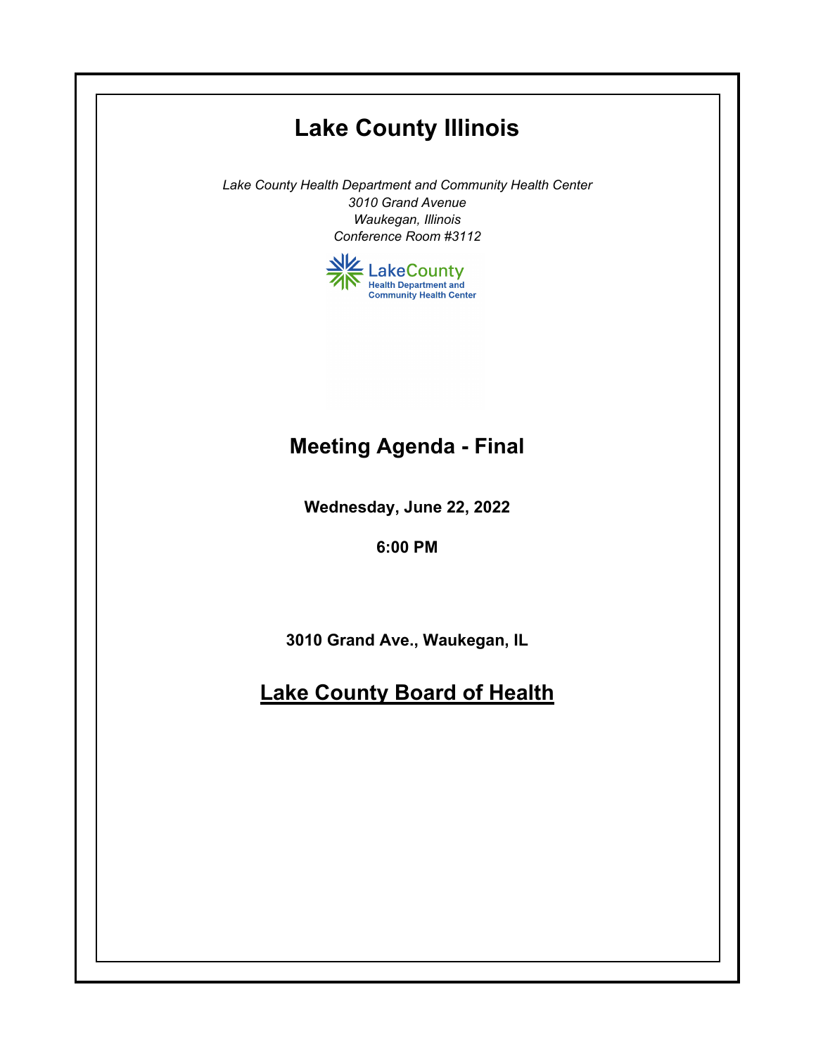# Lake County Illinois

*Lake County Health Department and Community Health Center*
*3010 Grand Avenue*
*Waukegan, Illinois*
*Conference Room #3112*

LakeCounty
Health Department and
Community Health Center

## Meeting Agenda - Final

**Wednesday, June 22, 2022**

**6:00 PM**

**3010 Grand Ave., Waukegan, IL**

## Lake County Board of Health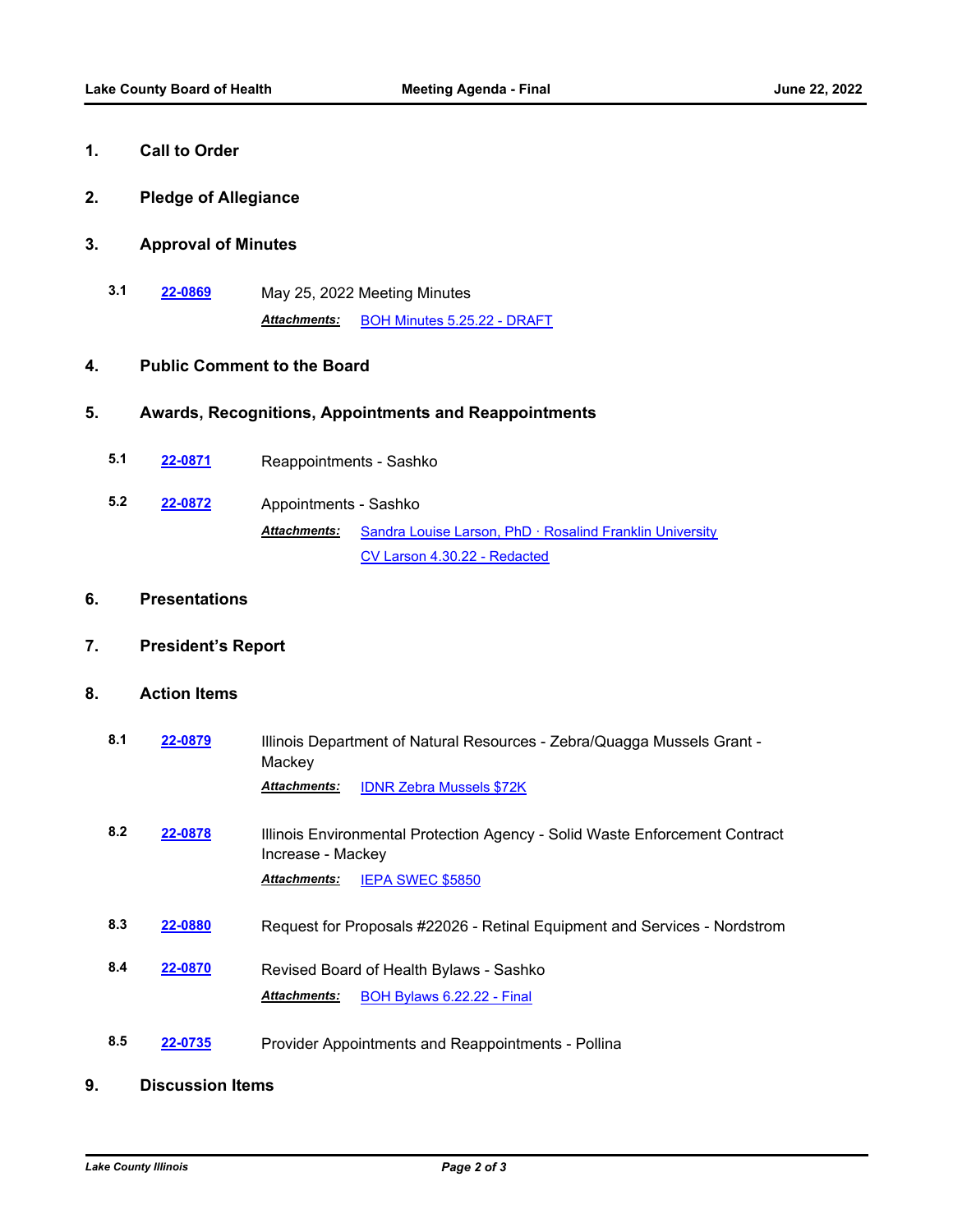## 1. Call to Order

## 2. Pledge of Allegiance

## 3. Approval of Minutes

**3.1** **22-0869** May 25, 2022 Meeting Minutes

***Attachments:*** BOH Minutes 5.25.22 - DRAFT

## 4. Public Comment to the Board

## 5. Awards, Recognitions, Appointments and Reappointments

**5.1** **22-0871** Reappointments - Sashko

**5.2** **22-0872** Appointments - Sashko

***Attachments:*** Sandra Louise Larson, PhD · Rosalind Franklin University

CV Larson 4.30.22 - Redacted

## 6. Presentations

## 7. President's Report

## 8. Action Items

**8.1** **22-0879** Illinois Department of Natural Resources - Zebra/Quagga Mussels Grant - Mackey

***Attachments:*** IDNR Zebra Mussels $72K

**8.2** **22-0878** Illinois Environmental Protection Agency - Solid Waste Enforcement Contract Increase - Mackey

***Attachments:*** IEPA SWEC $5850

**8.3** **22-0880** Request for Proposals #22026 - Retinal Equipment and Services - Nordstrom

**8.4** **22-0870** Revised Board of Health Bylaws - Sashko

***Attachments:*** BOH Bylaws 6.22.22 - Final

**8.5** **22-0735** Provider Appointments and Reappointments - Pollina

## 9. Discussion Items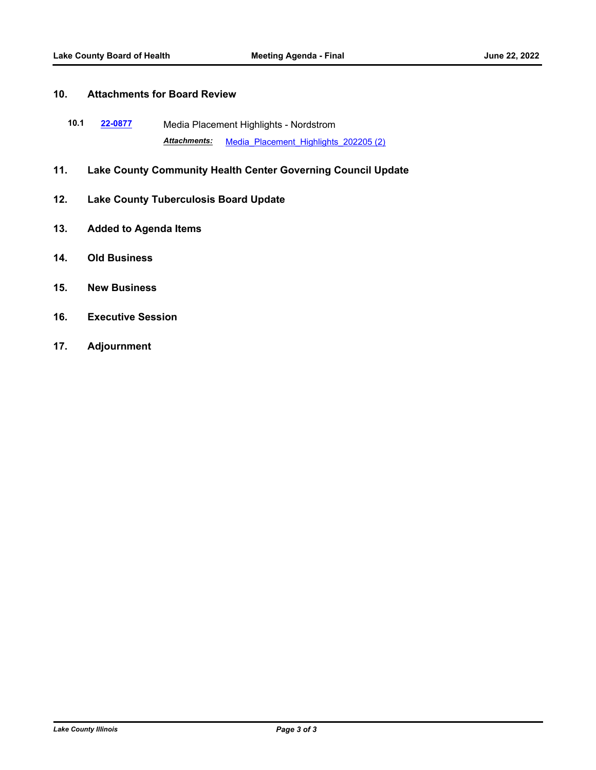## 10. Attachments for Board Review

**10.1** **22-0877** Media Placement Highlights - Nordstrom

***Attachments:*** Media_Placement_Highlights_202205 (2)

## 11. Lake County Community Health Center Governing Council Update

## 12. Lake County Tuberculosis Board Update

## 13. Added to Agenda Items

## 14. Old Business

## 15. New Business

## 16. Executive Session

## 17. Adjournment